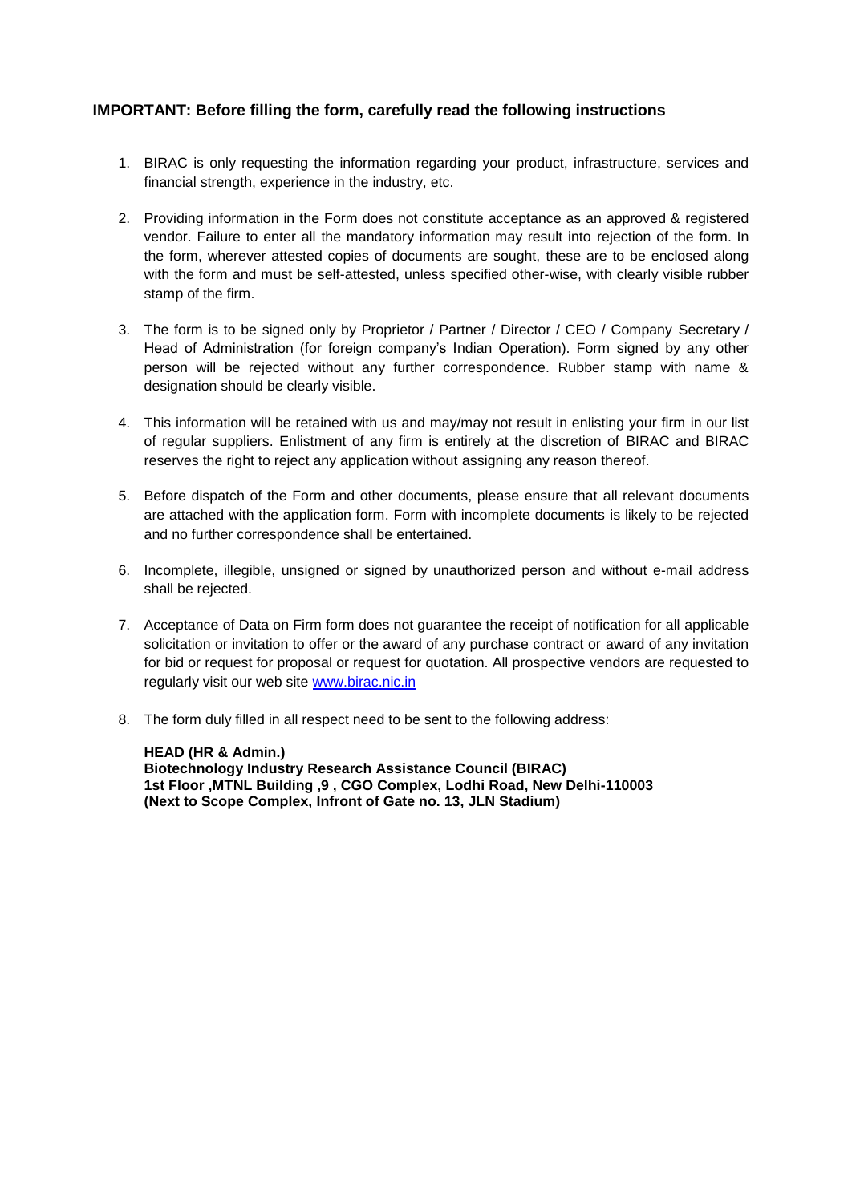**IMPORTANT: Before filling the form, carefully read the following instructions**

1. BIRAC is only requesting the information regarding your product, infrastructure, services and financial strength, experience in the industry, etc.

2. Providing information in the Form does not constitute acceptance as an approved & registered vendor. Failure to enter all the mandatory information may result into rejection of the form. In the form, wherever attested copies of documents are sought, these are to be enclosed along with the form and must be self-attested, unless specified other-wise, with clearly visible rubber stamp of the firm.

3. The form is to be signed only by Proprietor / Partner / Director / CEO / Company Secretary / Head of Administration (for foreign company's Indian Operation). Form signed by any other person will be rejected without any further correspondence. Rubber stamp with name & designation should be clearly visible.

4. This information will be retained with us and may/may not result in enlisting your firm in our list of regular suppliers. Enlistment of any firm is entirely at the discretion of BIRAC and BIRAC reserves the right to reject any application without assigning any reason thereof.

5. Before dispatch of the Form and other documents, please ensure that all relevant documents are attached with the application form. Form with incomplete documents is likely to be rejected and no further correspondence shall be entertained.

6. Incomplete, illegible, unsigned or signed by unauthorized person and without e-mail address shall be rejected.

7. Acceptance of Data on Firm form does not guarantee the receipt of notification for all applicable solicitation or invitation to offer or the award of any purchase contract or award of any invitation for bid or request for proposal or request for quotation. All prospective vendors are requested to regularly visit our web site [www.birac.nic.in](http://www.birac.nic.in)

8. The form duly filled in all respect need to be sent to the following address:

   **HEAD (HR & Admin.)**
   **Biotechnology Industry Research Assistance Council (BIRAC)**
   **1st Floor ,MTNL Building ,9 , CGO Complex, Lodhi Road, New Delhi-110003**
   **(Next to Scope Complex, Infront of Gate no. 13, JLN Stadium)**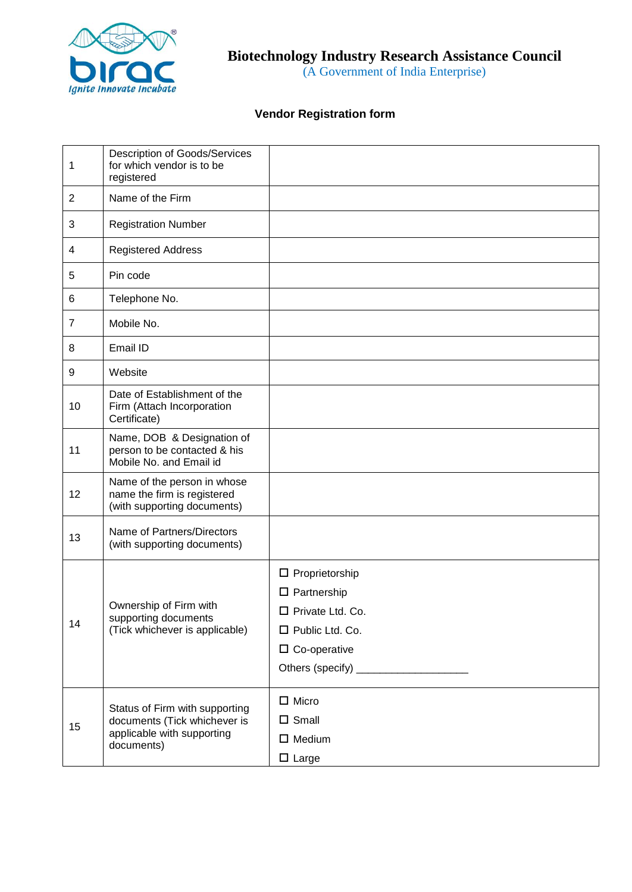**Biotechnology Industry Research Assistance Council**
(A Government of India Enterprise)

## Vendor Registration form

| | | |
|---|---|---|
| 1 | Description of Goods/Services for which vendor is to be registered | |
| 2 | Name of the Firm | |
| 3 | Registration Number | |
| 4 | Registered Address | |
| 5 | Pin code | |
| 6 | Telephone No. | |
| 7 | Mobile No. | |
| 8 | Email ID | |
| 9 | Website | |
| 10 | Date of Establishment of the Firm (Attach Incorporation Certificate) | |
| 11 | Name, DOB & Designation of person to be contacted & his Mobile No. and Email id | |
| 12 | Name of the person in whose name the firm is registered (with supporting documents) | |
| 13 | Name of Partners/Directors (with supporting documents) | |
| 14 | Ownership of Firm with supporting documents (Tick whichever is applicable) | ☐ Proprietorship<br>☐ Partnership<br>☐ Private Ltd. Co.<br>☐ Public Ltd. Co.<br>☐ Co-operative<br>Others (specify) ___________________ |
| 15 | Status of Firm with supporting documents (Tick whichever is applicable with supporting documents) | ☐ Micro<br>☐ Small<br>☐ Medium<br>☐ Large |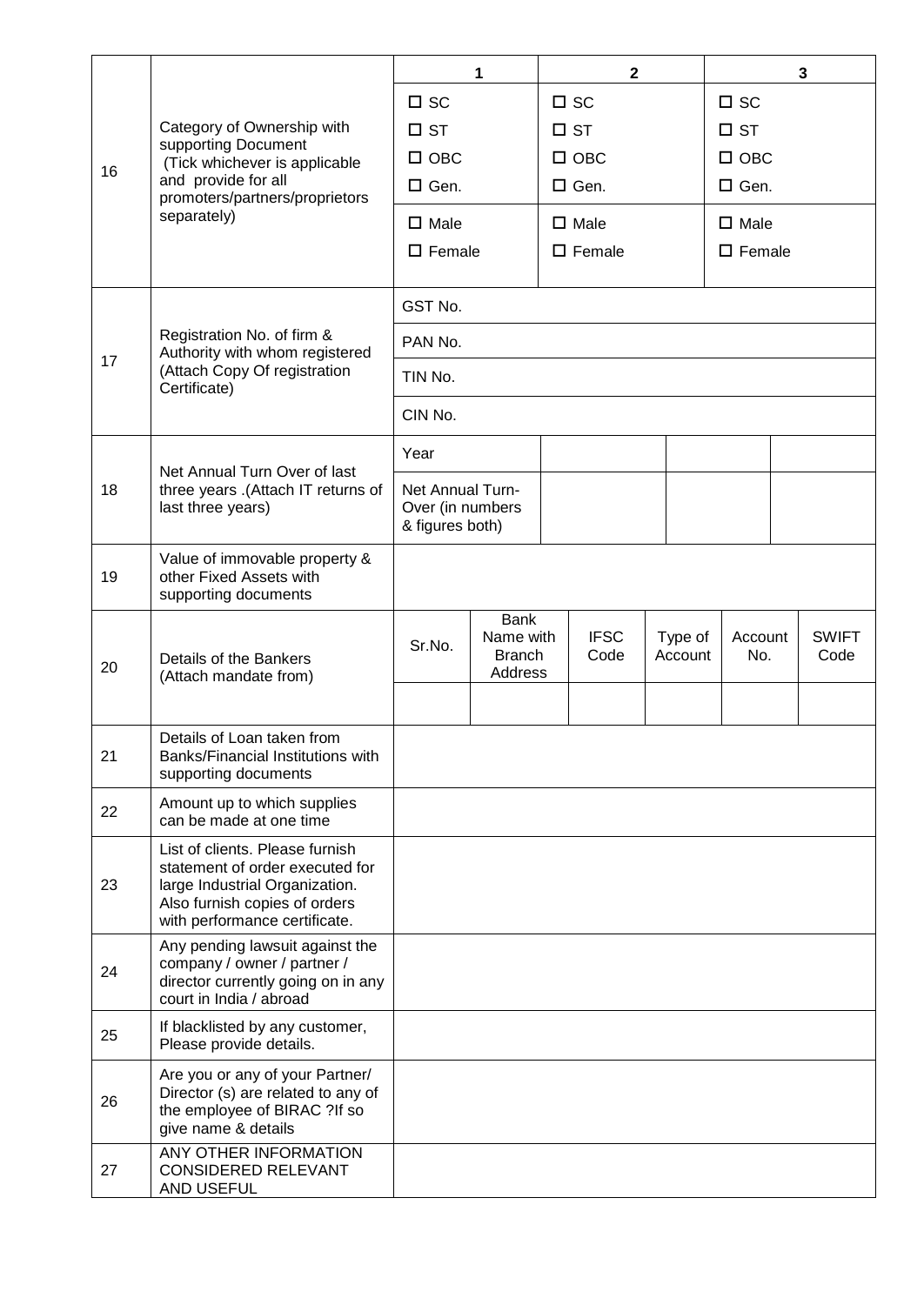| | | | | | | | |
|---|---|---|---|---|---|---|---|
| 16 | Category of Ownership with supporting Document (Tick whichever is applicable and provide for all promoters/partners/proprietors separately) | **1** | | **2** | | **3** | |
| | | ☐ SC<br>☐ ST<br>☐ OBC<br>☐ Gen. | | ☐ SC<br>☐ ST<br>☐ OBC<br>☐ Gen. | | ☐ SC<br>☐ ST<br>☐ OBC<br>☐ Gen. | |
| | | ☐ Male<br>☐ Female | | ☐ Male<br>☐ Female | | ☐ Male<br>☐ Female | |
| 17 | Registration No. of firm & Authority with whom registered (Attach Copy Of registration Certificate) | GST No. | | | | | |
| | | PAN No. | | | | | |
| | | TIN No. | | | | | |
| | | CIN No. | | | | | |
| 18 | Net Annual Turn Over of last three years .(Attach IT returns of last three years) | Year | | | | | |
| | | Net Annual Turn-Over (in numbers & figures both) | | | | | |
| 19 | Value of immovable property & other Fixed Assets with supporting documents | | | | | | |
| 20 | Details of the Bankers (Attach mandate from) | Sr.No. | Bank Name with Branch Address | IFSC Code | Type of Account | Account No. | SWIFT Code |
| | | | | | | | |
| 21 | Details of Loan taken from Banks/Financial Institutions with supporting documents | | | | | | |
| 22 | Amount up to which supplies can be made at one time | | | | | | |
| 23 | List of clients. Please furnish statement of order executed for large Industrial Organization. Also furnish copies of orders with performance certificate. | | | | | | |
| 24 | Any pending lawsuit against the company / owner / partner / director currently going on in any court in India / abroad | | | | | | |
| 25 | If blacklisted by any customer, Please provide details. | | | | | | |
| 26 | Are you or any of your Partner/ Director (s) are related to any of the employee of BIRAC ?If so give name & details | | | | | | |
| 27 | ANY OTHER INFORMATION CONSIDERED RELEVANT AND USEFUL | | | | | | |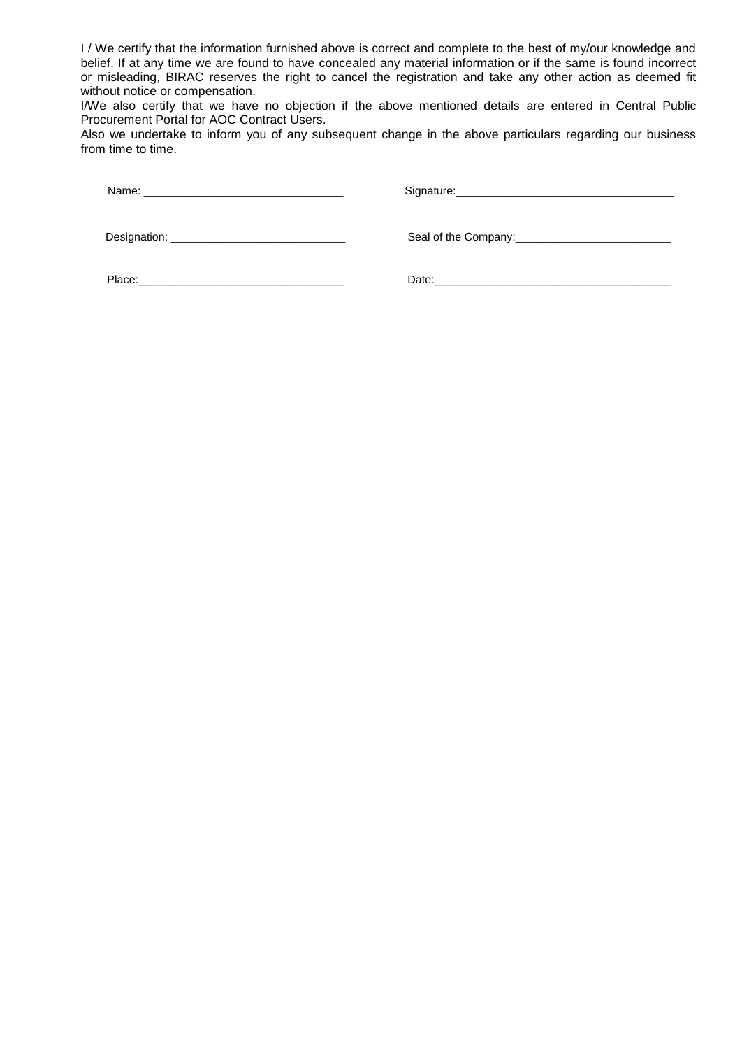I / We certify that the information furnished above is correct and complete to the best of my/our knowledge and belief. If at any time we are found to have concealed any material information or if the same is found incorrect or misleading, BIRAC reserves the right to cancel the registration and take any other action as deemed fit without notice or compensation.

I/We also certify that we have no objection if the above mentioned details are entered in Central Public Procurement Portal for AOC Contract Users.

Also we undertake to inform you of any subsequent change in the above particulars regarding our business from time to time.

| | |
|---|---|
| Name: ________________________________ | Signature:___________________________________ |
| Designation: ____________________________ | Seal of the Company:_________________________ |
| Place:_________________________________ | Date:_______________________________________ |